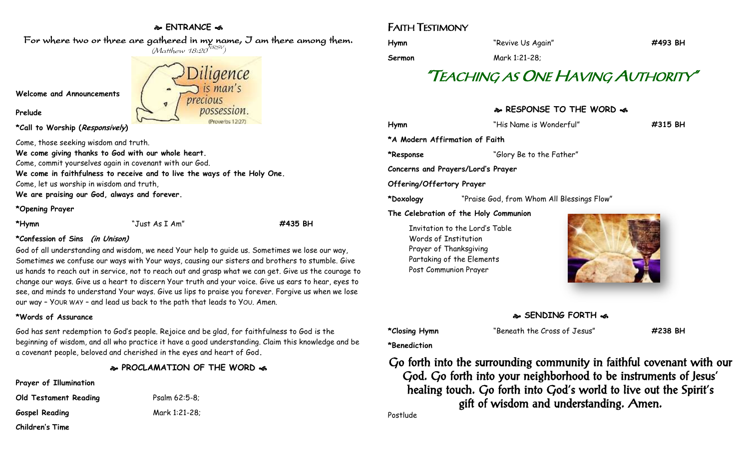## ENTRANCE

For where two or three are gathered in my name, I am there among them.
*(Matthew 18:20 NRSV)*

Diligence is man's precious possession. (Proverbs 12:27)

**Welcome and Announcements**

**Prelude**

***Call to Worship (*Responsively*)**

Come, those seeking wisdom and truth.
**We come giving thanks to God with our whole heart.**
Come, commit yourselves again in covenant with our God.
**We come in faithfulness to receive and to live the ways of the Holy One.**
Come, let us worship in wisdom and truth,
**We are praising our God, always and forever.**

***Opening Prayer**

**\*Hymn** "Just As I Am" **#435 BH**

***Confession of Sins** *(in Unison)*

God of all understanding and wisdom, we need Your help to guide us. Sometimes we lose our way, Sometimes we confuse our ways with Your ways, causing our sisters and brothers to stumble. Give us hands to reach out in service, not to reach out and grasp what we can get. Give us the courage to change our ways. Give us a heart to discern Your truth and your voice. Give us ears to hear, eyes to see, and minds to understand Your ways. Give us lips to praise you forever. Forgive us when we lose our way – YOUR WAY – and lead us back to the path that leads to YOU. Amen.

***Words of Assurance**

God has sent redemption to God's people. Rejoice and be glad, for faithfulness to God is the beginning of wisdom, and all who practice it have a good understanding. Claim this knowledge and be a covenant people, beloved and cherished in the eyes and heart of God.

## PROCLAMATION OF THE WORD

**Prayer of Illumination**

**Old Testament Reading** Psalm 62:5-8;

**Gospel Reading** Mark 1:21-28;

**Children's Time**

## FAITH TESTIMONY

**Hymn** "Revive Us Again" **#493 BH**

**Sermon** Mark 1:21-28;

# "TEACHING AS ONE HAVING AUTHORITY"

## RESPONSE TO THE WORD

**Hymn** "His Name is Wonderful" **#315 BH**

***A Modern Affirmation of Faith**

**\*Response** "Glory Be to the Father"

**Concerns and Prayers/Lord's Prayer**

**Offering/Offertory Prayer**

**\*Doxology** "Praise God, from Whom All Blessings Flow"

**The Celebration of the Holy Communion**

Invitation to the Lord's Table
Words of Institution
Prayer of Thanksgiving
Partaking of the Elements
Post Communion Prayer

## SENDING FORTH

**\*Closing Hymn** "Beneath the Cross of Jesus" **#238 BH**

***Benediction**

Go forth into the surrounding community in faithful covenant with our God. Go forth into your neighborhood to be instruments of Jesus' healing touch. Go forth into God's world to live out the Spirit's gift of wisdom and understanding. Amen.

Postlude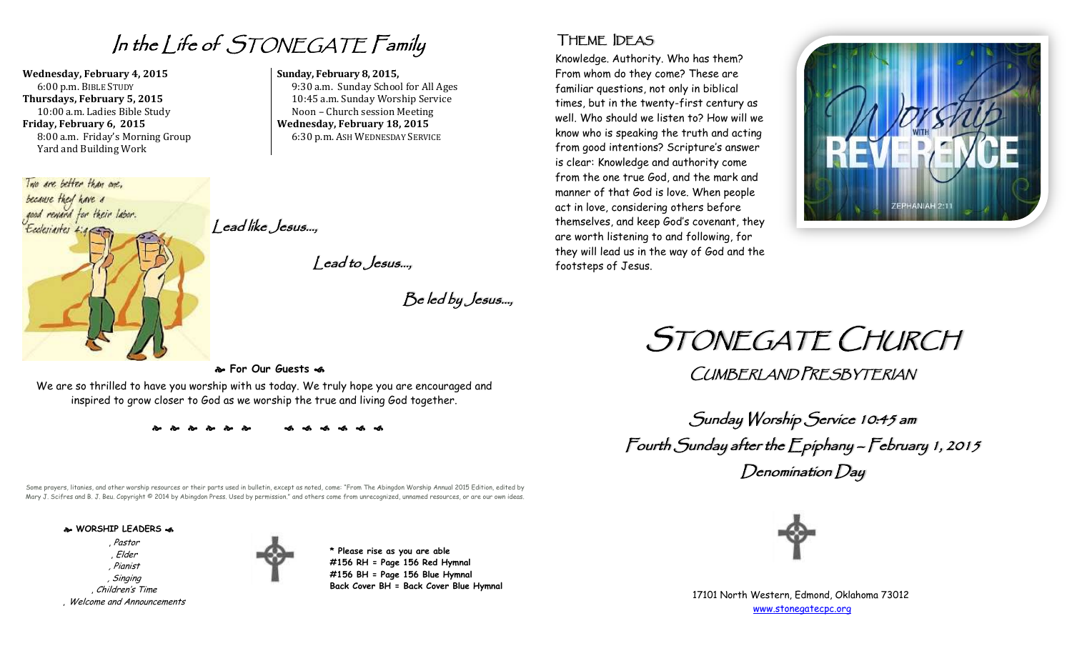# In the Life of STONEGATE Family

**Wednesday, February 4, 2015**
6:00 p.m. BIBLE STUDY
**Thursdays, February 5, 2015**
10:00 a.m. Ladies Bible Study
**Friday, February 6, 2015**
8:00 a.m. Friday's Morning Group
Yard and Building Work

**Sunday, February 8, 2015,**
9:30 a.m. Sunday School for All Ages
10:45 a.m. Sunday Worship Service
Noon – Church session Meeting
**Wednesday, February 18, 2015**
6:30 p.m. ASH WEDNESDAY SERVICE

Two are better than one, because they have a good reward for their labor. Ecclesiastes 4:9

Lead like Jesus...,

Lead to Jesus...,

Be led by Jesus...,

**For Our Guests**

We are so thrilled to have you worship with us today. We truly hope you are encouraged and inspired to grow closer to God as we worship the true and living God together.

Some prayers, litanies, and other worship resources or their parts used in bulletin, except as noted, come: "From The Abingdon Worship Annual 2015 Edition, edited by Mary J. Scifres and B. J. Beu. Copyright © 2014 by Abingdon Press. Used by permission." and others come from unrecognized, unnamed resources, or are our own ideas.

**WORSHIP LEADERS**

*, Pastor*
*, Elder*
*, Pianist*
*, Singing*
*, Children's Time*
*, Welcome and Announcements*

**\* Please rise as you are able**
**#156 RH = Page 156 Red Hymnal**
**#156 BH = Page 156 Blue Hymnal**
**Back Cover BH = Back Cover Blue Hymnal**

## THEME IDEAS

Knowledge. Authority. Who has them? From whom do they come? These are familiar questions, not only in biblical times, but in the twenty-first century as well. Who should we listen to? How will we know who is speaking the truth and acting from good intentions? Scripture's answer is clear: Knowledge and authority come from the one true God, and the mark and manner of that God is love. When people act in love, considering others before themselves, and keep God's covenant, they are worth listening to and following, for they will lead us in the way of God and the footsteps of Jesus.

Worship with Reverence
ZEPHANIAH 2:11

# STONEGATE CHURCH

## CUMBERLAND PRESBYTERIAN

Sunday Worship Service 10:45 am
Fourth Sunday after the Epiphany – February 1, 2015
Denomination Day

17101 North Western, Edmond, Oklahoma 73012
www.stonegatecpc.org